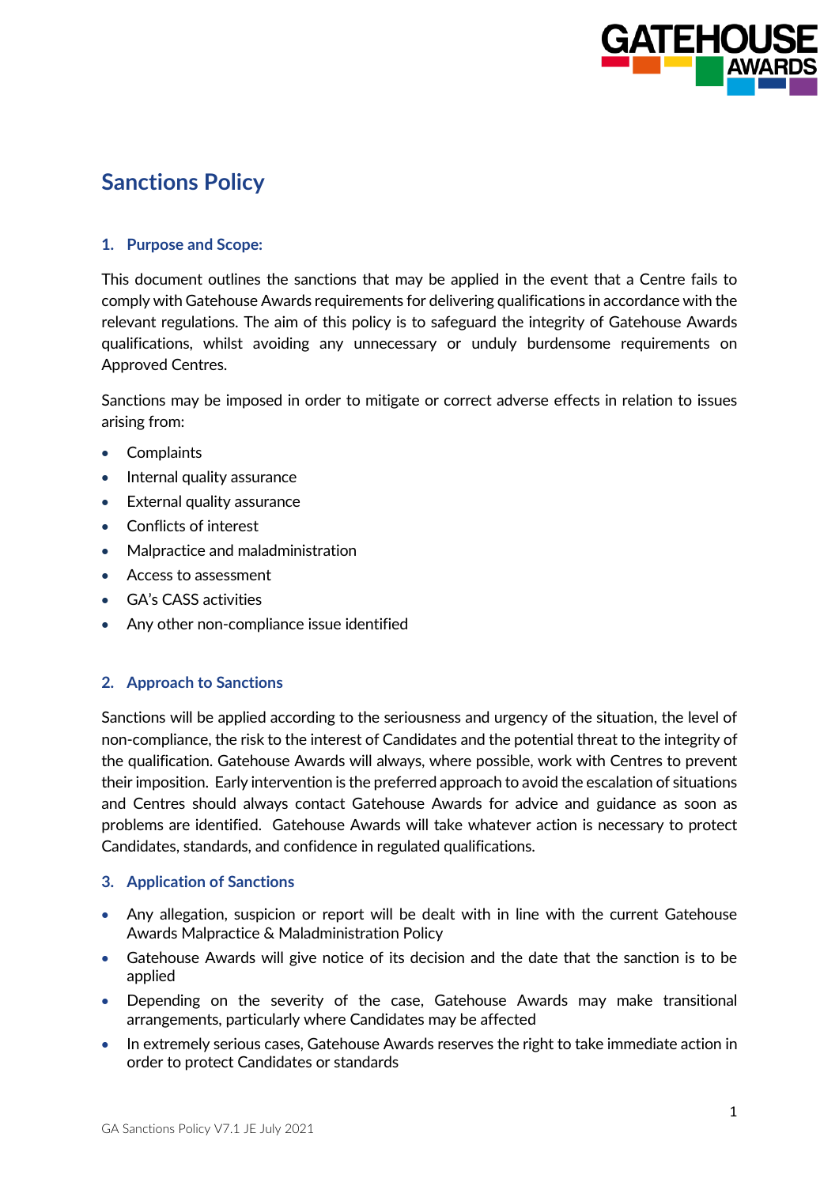# Sanctions Policy

## 1. Purpose and Scope:

This document outlines the sanctions that may be applied in the event that a Centre fails to comply with Gatehouse Awards requirements for delivering qualifications in accordance with the relevant regulations. The aim of this policy is to safeguard the integrity of Gatehouse Awards qualifications, whilst avoiding any unnecessary or unduly burdensome requirements on Approved Centres.

Sanctions may be imposed in order to mitigate or correct adverse effects in relation to issues arising from:

- Complaints
- Internal quality assurance
- External quality assurance
- Conflicts of interest
- Malpractice and maladministration
- Access to assessment
- GA's CASS activities
- Any other non-compliance issue identified

## 2. Approach to Sanctions

Sanctions will be applied according to the seriousness and urgency of the situation, the level of non-compliance, the risk to the interest of Candidates and the potential threat to the integrity of the qualification. Gatehouse Awards will always, where possible, work with Centres to prevent their imposition. Early intervention is the preferred approach to avoid the escalation of situations and Centres should always contact Gatehouse Awards for advice and guidance as soon as problems are identified. Gatehouse Awards will take whatever action is necessary to protect Candidates, standards, and confidence in regulated qualifications.

## 3. Application of Sanctions

- Any allegation, suspicion or report will be dealt with in line with the current Gatehouse Awards Malpractice & Maladministration Policy
- Gatehouse Awards will give notice of its decision and the date that the sanction is to be applied
- Depending on the severity of the case, Gatehouse Awards may make transitional arrangements, particularly where Candidates may be affected
- In extremely serious cases, Gatehouse Awards reserves the right to take immediate action in order to protect Candidates or standards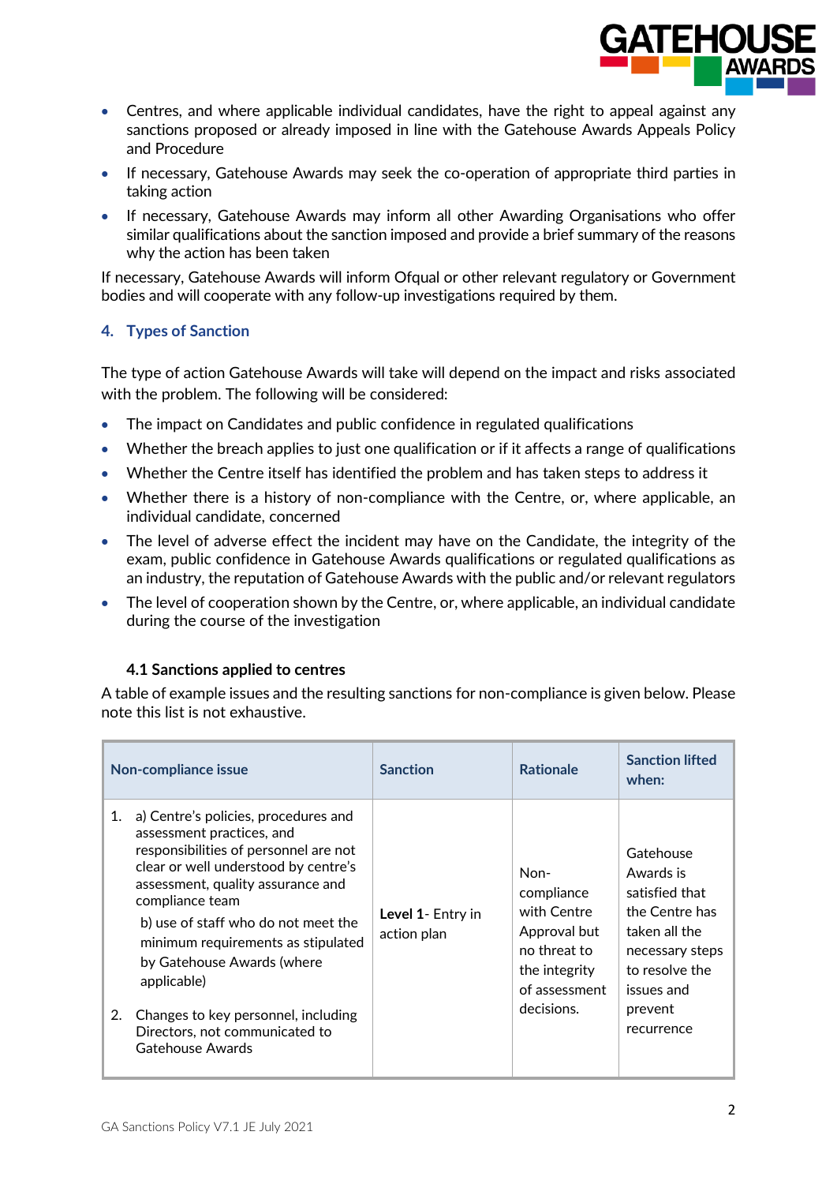- Centres, and where applicable individual candidates, have the right to appeal against any sanctions proposed or already imposed in line with the Gatehouse Awards Appeals Policy and Procedure
- If necessary, Gatehouse Awards may seek the co-operation of appropriate third parties in taking action
- If necessary, Gatehouse Awards may inform all other Awarding Organisations who offer similar qualifications about the sanction imposed and provide a brief summary of the reasons why the action has been taken

If necessary, Gatehouse Awards will inform Ofqual or other relevant regulatory or Government bodies and will cooperate with any follow-up investigations required by them.

## 4. Types of Sanction

The type of action Gatehouse Awards will take will depend on the impact and risks associated with the problem. The following will be considered:

- The impact on Candidates and public confidence in regulated qualifications
- Whether the breach applies to just one qualification or if it affects a range of qualifications
- Whether the Centre itself has identified the problem and has taken steps to address it
- Whether there is a history of non-compliance with the Centre, or, where applicable, an individual candidate, concerned
- The level of adverse effect the incident may have on the Candidate, the integrity of the exam, public confidence in Gatehouse Awards qualifications or regulated qualifications as an industry, the reputation of Gatehouse Awards with the public and/or relevant regulators
- The level of cooperation shown by the Centre, or, where applicable, an individual candidate during the course of the investigation

### 4.1 Sanctions applied to centres

A table of example issues and the resulting sanctions for non-compliance is given below. Please note this list is not exhaustive.

| Non-compliance issue | Sanction | Rationale | Sanction lifted when: |
|---|---|---|---|
| 1. a) Centre's policies, procedures and assessment practices, and responsibilities of personnel are not clear or well understood by centre's assessment, quality assurance and compliance team<br>b) use of staff who do not meet the minimum requirements as stipulated by Gatehouse Awards (where applicable)<br>2. Changes to key personnel, including Directors, not communicated to Gatehouse Awards | **Level 1**- Entry in action plan | Non-compliance with Centre Approval but no threat to the integrity of assessment decisions. | Gatehouse Awards is satisfied that the Centre has taken all the necessary steps to resolve the issues and prevent recurrence |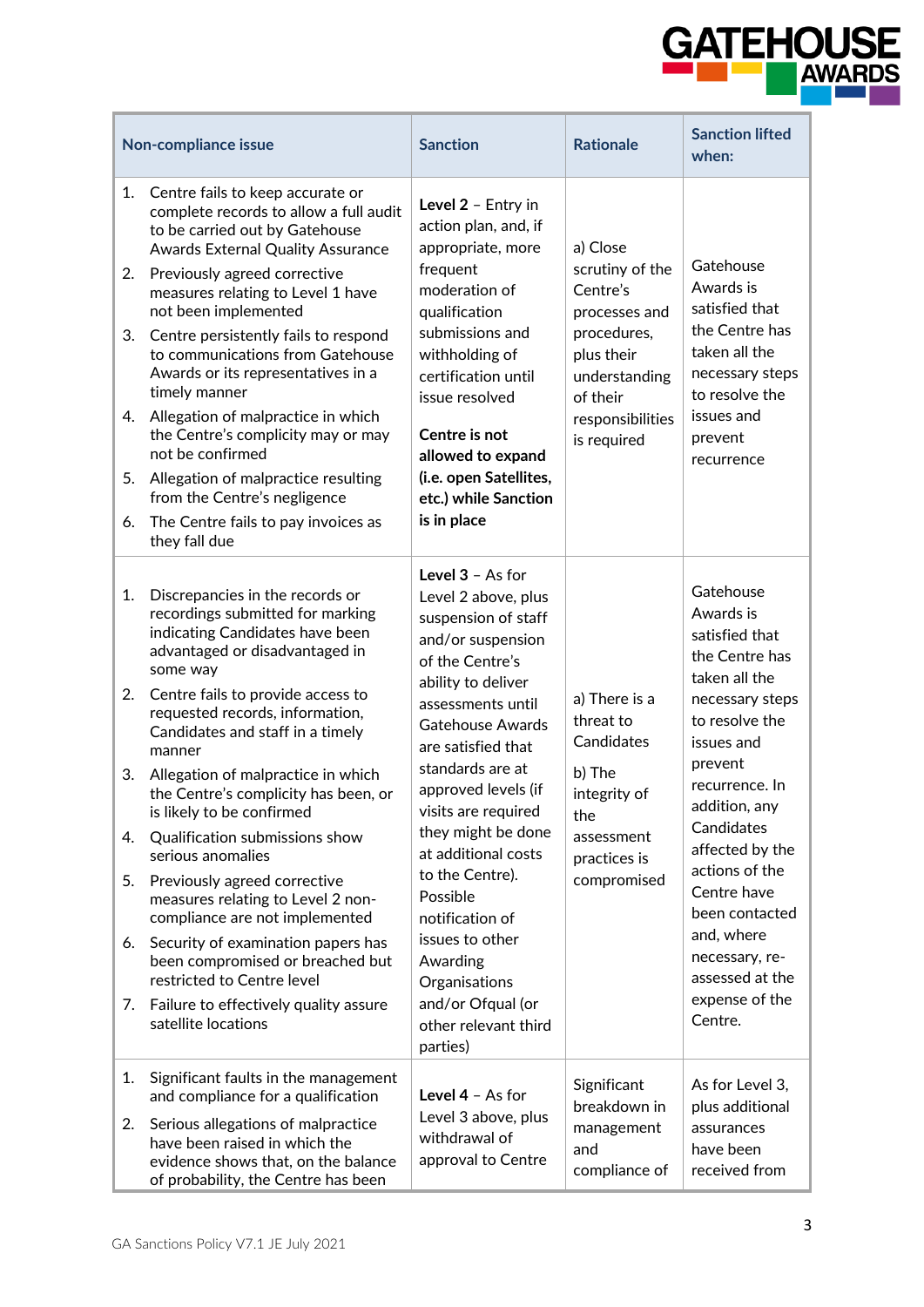| Non-compliance issue | Sanction | Rationale | Sanction lifted when: |
|---|---|---|---|
| 1. Centre fails to keep accurate or complete records to allow a full audit to be carried out by Gatehouse Awards External Quality Assurance<br>2. Previously agreed corrective measures relating to Level 1 have not been implemented<br>3. Centre persistently fails to respond to communications from Gatehouse Awards or its representatives in a timely manner<br>4. Allegation of malpractice in which the Centre's complicity may or may not be confirmed<br>5. Allegation of malpractice resulting from the Centre's negligence<br>6. The Centre fails to pay invoices as they fall due | **Level 2** – Entry in action plan, and, if appropriate, more frequent moderation of qualification submissions and withholding of certification until issue resolved<br><br>**Centre is not allowed to expand (i.e. open Satellites, etc.) while Sanction is in place** | a) Close scrutiny of the Centre's processes and procedures, plus their understanding of their responsibilities is required | Gatehouse Awards is satisfied that the Centre has taken all the necessary steps to resolve the issues and prevent recurrence |
| 1. Discrepancies in the records or recordings submitted for marking indicating Candidates have been advantaged or disadvantaged in some way<br>2. Centre fails to provide access to requested records, information, Candidates and staff in a timely manner<br>3. Allegation of malpractice in which the Centre's complicity has been, or is likely to be confirmed<br>4. Qualification submissions show serious anomalies<br>5. Previously agreed corrective measures relating to Level 2 non-compliance are not implemented<br>6. Security of examination papers has been compromised or breached but restricted to Centre level<br>7. Failure to effectively quality assure satellite locations | **Level 3** – As for Level 2 above, plus suspension of staff and/or suspension of the Centre's ability to deliver assessments until Gatehouse Awards are satisfied that standards are at approved levels (if visits are required they might be done at additional costs to the Centre). Possible notification of issues to other Awarding Organisations and/or Ofqual (or other relevant third parties) | a) There is a threat to Candidates<br><br>b) The integrity of the assessment practices is compromised | Gatehouse Awards is satisfied that the Centre has taken all the necessary steps to resolve the issues and prevent recurrence. In addition, any Candidates affected by the actions of the Centre have been contacted and, where necessary, re-assessed at the expense of the Centre. |
| 1. Significant faults in the management and compliance for a qualification<br>2. Serious allegations of malpractice have been raised in which the evidence shows that, on the balance of probability, the Centre has been | **Level 4** – As for Level 3 above, plus withdrawal of approval to Centre | Significant breakdown in management and compliance of | As for Level 3, plus additional assurances have been received from |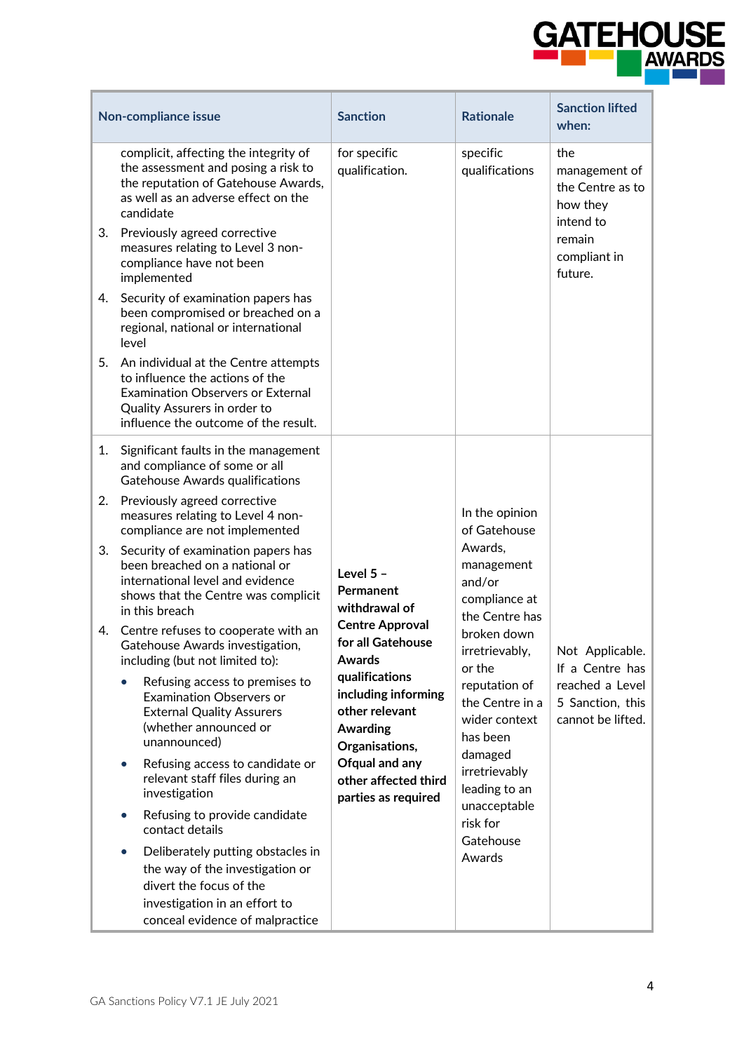| Non-compliance issue | Sanction | Rationale | Sanction lifted when: |
|---|---|---|---|
| complicit, affecting the integrity of the assessment and posing a risk to the reputation of Gatehouse Awards, as well as an adverse effect on the candidate<br>3. Previously agreed corrective measures relating to Level 3 non-compliance have not been implemented<br>4. Security of examination papers has been compromised or breached on a regional, national or international level<br>5. An individual at the Centre attempts to influence the actions of the Examination Observers or External Quality Assurers in order to influence the outcome of the result. | for specific qualification. | specific qualifications | the management of the Centre as to how they intend to remain compliant in future. |
| 1. Significant faults in the management and compliance of some or all Gatehouse Awards qualifications<br>2. Previously agreed corrective measures relating to Level 4 non-compliance are not implemented<br>3. Security of examination papers has been breached on a national or international level and evidence shows that the Centre was complicit in this breach<br>4. Centre refuses to cooperate with an Gatehouse Awards investigation, including (but not limited to):<br>• Refusing access to premises to Examination Observers or External Quality Assurers (whether announced or unannounced)<br>• Refusing access to candidate or relevant staff files during an investigation<br>• Refusing to provide candidate contact details<br>• Deliberately putting obstacles in the way of the investigation or divert the focus of the investigation in an effort to conceal evidence of malpractice | **Level 5 – Permanent withdrawal of Centre Approval for all Gatehouse Awards qualifications including informing other relevant Awarding Organisations, Ofqual and any other affected third parties as required** | In the opinion of Gatehouse Awards, management and/or compliance at the Centre has broken down irretrievably, or the reputation of the Centre in a wider context has been damaged irretrievably leading to an unacceptable risk for Gatehouse Awards | Not Applicable. If a Centre has reached a Level 5 Sanction, this cannot be lifted. |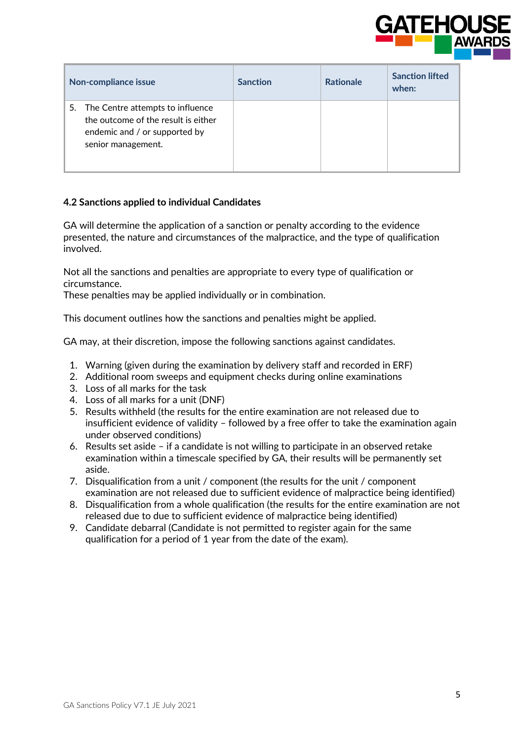| Non-compliance issue | Sanction | Rationale | Sanction lifted when: |
|---|---|---|---|
| 5. The Centre attempts to influence the outcome of the result is either endemic and / or supported by senior management. | | | |

### 4.2 Sanctions applied to individual Candidates

GA will determine the application of a sanction or penalty according to the evidence presented, the nature and circumstances of the malpractice, and the type of qualification involved.

Not all the sanctions and penalties are appropriate to every type of qualification or circumstance.
These penalties may be applied individually or in combination.

This document outlines how the sanctions and penalties might be applied.

GA may, at their discretion, impose the following sanctions against candidates.

1. Warning (given during the examination by delivery staff and recorded in ERF)
2. Additional room sweeps and equipment checks during online examinations
3. Loss of all marks for the task
4. Loss of all marks for a unit (DNF)
5. Results withheld (the results for the entire examination are not released due to insufficient evidence of validity – followed by a free offer to take the examination again under observed conditions)
6. Results set aside – if a candidate is not willing to participate in an observed retake examination within a timescale specified by GA, their results will be permanently set aside.
7. Disqualification from a unit / component (the results for the unit / component examination are not released due to sufficient evidence of malpractice being identified)
8. Disqualification from a whole qualification (the results for the entire examination are not released due to due to sufficient evidence of malpractice being identified)
9. Candidate debarral (Candidate is not permitted to register again for the same qualification for a period of 1 year from the date of the exam).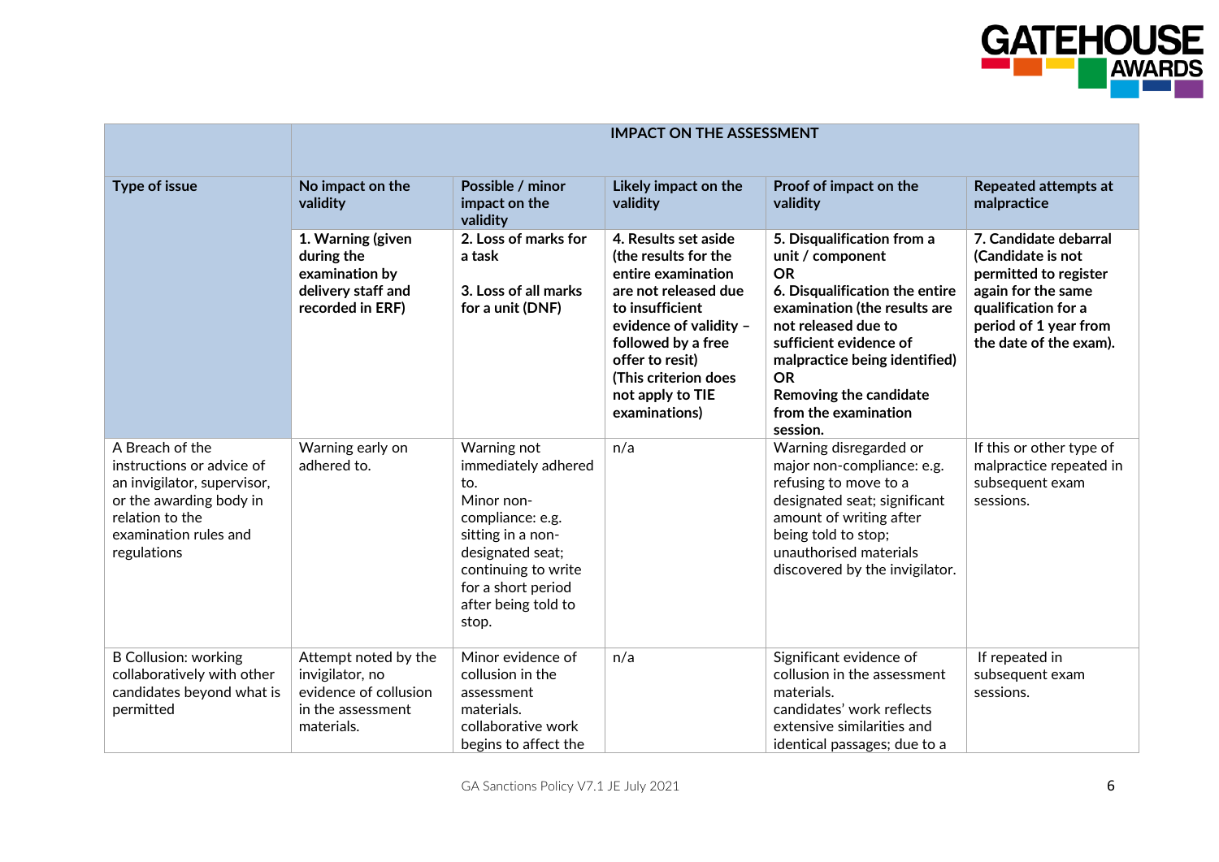| | IMPACT ON THE ASSESSMENT | | | | |
|---|---|---|---|---|---|
| **Type of issue** | **No impact on the validity** | **Possible / minor impact on the validity** | **Likely impact on the validity** | **Proof of impact on the validity** | **Repeated attempts at malpractice** |
| | **1. Warning (given during the examination by delivery staff and recorded in ERF)** | **2. Loss of marks for a task**<br><br>**3. Loss of all marks for a unit (DNF)** | **4. Results set aside (the results for the entire examination are not released due to insufficient evidence of validity – followed by a free offer to resit)**<br>**(This criterion does not apply to TIE examinations)** | **5. Disqualification from a unit / component**<br>**OR**<br>**6. Disqualification the entire examination (the results are not released due to sufficient evidence of malpractice being identified)**<br>**OR**<br>**Removing the candidate from the examination session.** | **7. Candidate debarral (Candidate is not permitted to register again for the same qualification for a period of 1 year from the date of the exam).** |
| A Breach of the instructions or advice of an invigilator, supervisor, or the awarding body in relation to the examination rules and regulations | Warning early on adhered to. | Warning not immediately adhered to.<br>Minor non-compliance: e.g. sitting in a non-designated seat; continuing to write for a short period after being told to stop. | n/a | Warning disregarded or major non-compliance: e.g. refusing to move to a designated seat; significant amount of writing after being told to stop; unauthorised materials discovered by the invigilator. | If this or other type of malpractice repeated in subsequent exam sessions. |
| B Collusion: working collaboratively with other candidates beyond what is permitted | Attempt noted by the invigilator, no evidence of collusion in the assessment materials. | Minor evidence of collusion in the assessment materials.<br>collaborative work begins to affect the | n/a | Significant evidence of collusion in the assessment materials.<br>candidates' work reflects extensive similarities and identical passages; due to a | If repeated in subsequent exam sessions. |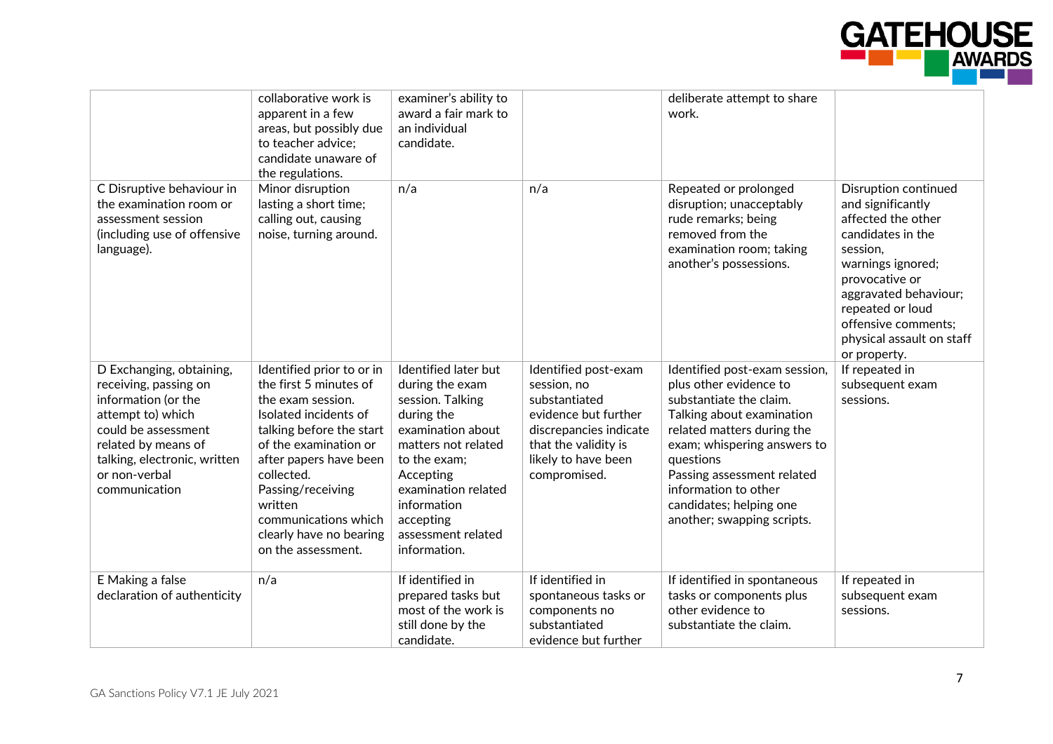| | | | | | |
|---|---|---|---|---|---|
| | collaborative work is apparent in a few areas, but possibly due to teacher advice; candidate unaware of the regulations. | examiner's ability to award a fair mark to an individual candidate. | | deliberate attempt to share work. | |
| C Disruptive behaviour in the examination room or assessment session (including use of offensive language). | Minor disruption lasting a short time; calling out, causing noise, turning around. | n/a | n/a | Repeated or prolonged disruption; unacceptably rude remarks; being removed from the examination room; taking another's possessions. | Disruption continued and significantly affected the other candidates in the session, warnings ignored; provocative or aggravated behaviour; repeated or loud offensive comments; physical assault on staff or property. |
| D Exchanging, obtaining, receiving, passing on information (or the attempt to) which could be assessment related by means of talking, electronic, written or non-verbal communication | Identified prior to or in the first 5 minutes of the exam session. Isolated incidents of talking before the start of the examination or after papers have been collected. Passing/receiving written communications which clearly have no bearing on the assessment. | Identified later but during the exam session. Talking during the examination about matters not related to the exam; Accepting examination related information accepting assessment related information. | Identified post-exam session, no substantiated evidence but further discrepancies indicate that the validity is likely to have been compromised. | Identified post-exam session, plus other evidence to substantiate the claim. Talking about examination related matters during the exam; whispering answers to questions Passing assessment related information to other candidates; helping one another; swapping scripts. | If repeated in subsequent exam sessions. |
| E Making a false declaration of authenticity | n/a | If identified in prepared tasks but most of the work is still done by the candidate. | If identified in spontaneous tasks or components no substantiated evidence but further | If identified in spontaneous tasks or components plus other evidence to substantiate the claim. | If repeated in subsequent exam sessions. |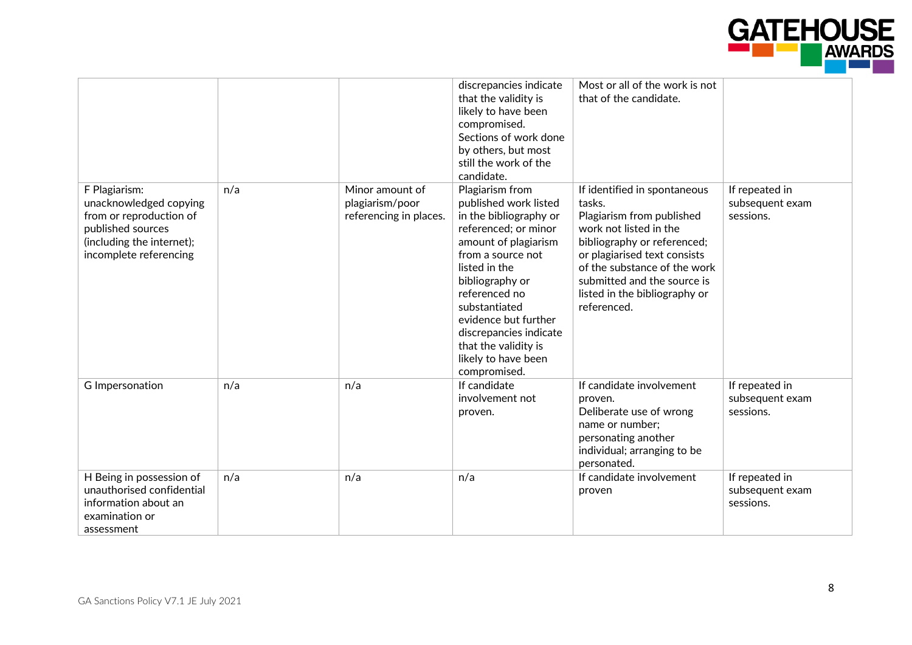| | | | | | |
|---|---|---|---|---|---|
| | | | discrepancies indicate that the validity is likely to have been compromised. Sections of work done by others, but most still the work of the candidate. | Most or all of the work is not that of the candidate. | |
| F Plagiarism: unacknowledged copying from or reproduction of published sources (including the internet); incomplete referencing | n/a | Minor amount of plagiarism/poor referencing in places. | Plagiarism from published work listed in the bibliography or referenced; or minor amount of plagiarism from a source not listed in the bibliography or referenced no substantiated evidence but further discrepancies indicate that the validity is likely to have been compromised. | If identified in spontaneous tasks. Plagiarism from published work not listed in the bibliography or referenced; or plagiarised text consists of the substance of the work submitted and the source is listed in the bibliography or referenced. | If repeated in subsequent exam sessions. |
| G Impersonation | n/a | n/a | If candidate involvement not proven. | If candidate involvement proven. Deliberate use of wrong name or number; personating another individual; arranging to be personated. | If repeated in subsequent exam sessions. |
| H Being in possession of unauthorised confidential information about an examination or assessment | n/a | n/a | n/a | If candidate involvement proven | If repeated in subsequent exam sessions. |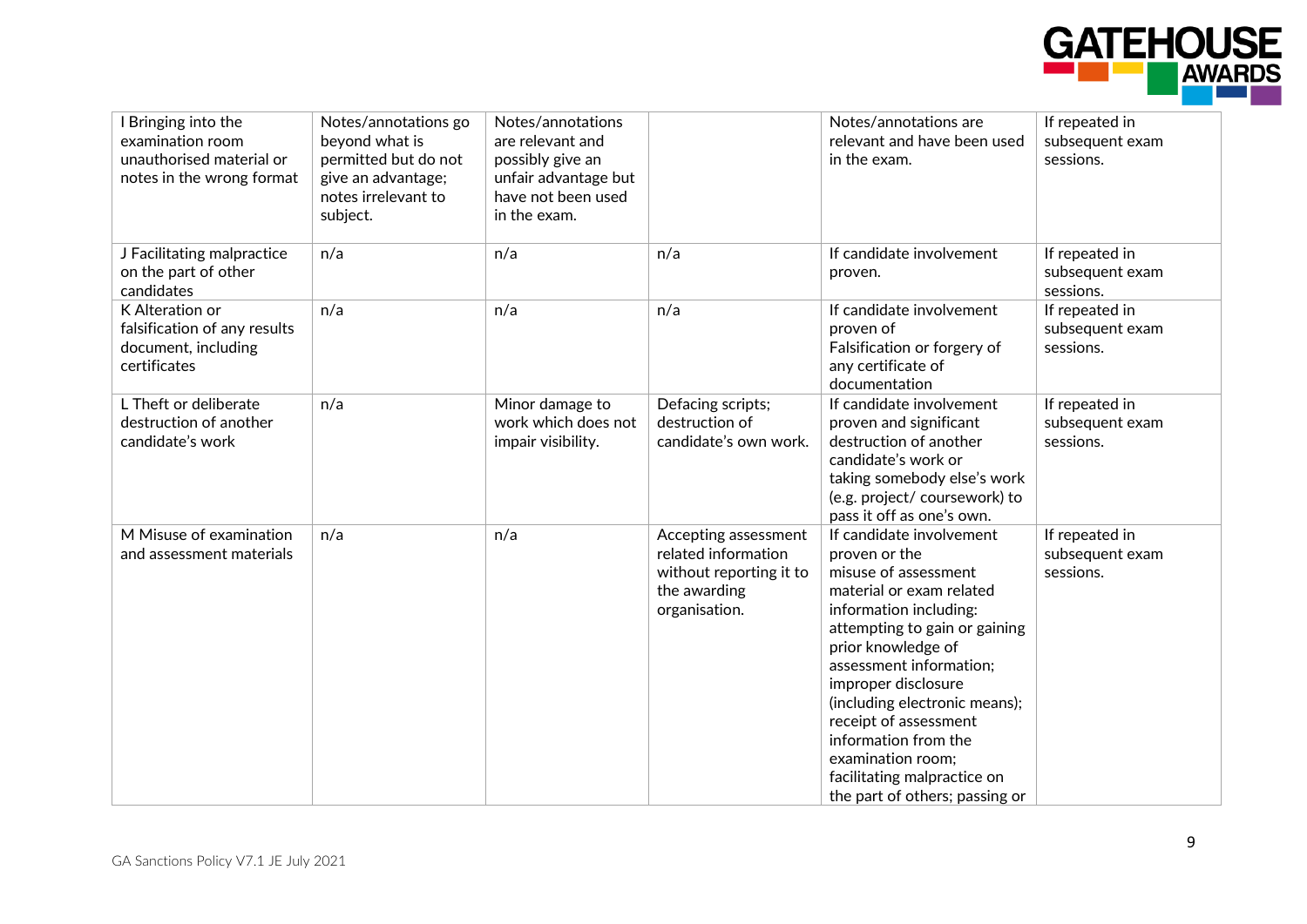| I Bringing into the examination room unauthorised material or notes in the wrong format | Notes/annotations go beyond what is permitted but do not give an advantage; notes irrelevant to subject. | Notes/annotations are relevant and possibly give an unfair advantage but have not been used in the exam. | | Notes/annotations are relevant and have been used in the exam. | If repeated in subsequent exam sessions. |
|---|---|---|---|---|---|
| J Facilitating malpractice on the part of other candidates | n/a | n/a | n/a | If candidate involvement proven. | If repeated in subsequent exam sessions. |
| K Alteration or falsification of any results document, including certificates | n/a | n/a | n/a | If candidate involvement proven of Falsification or forgery of any certificate of documentation | If repeated in subsequent exam sessions. |
| L Theft or deliberate destruction of another candidate's work | n/a | Minor damage to work which does not impair visibility. | Defacing scripts; destruction of candidate's own work. | If candidate involvement proven and significant destruction of another candidate's work or taking somebody else's work (e.g. project/ coursework) to pass it off as one's own. | If repeated in subsequent exam sessions. |
| M Misuse of examination and assessment materials | n/a | n/a | Accepting assessment related information without reporting it to the awarding organisation. | If candidate involvement proven or the misuse of assessment material or exam related information including: attempting to gain or gaining prior knowledge of assessment information; improper disclosure (including electronic means); receipt of assessment information from the examination room; facilitating malpractice on the part of others; passing or | If repeated in subsequent exam sessions. |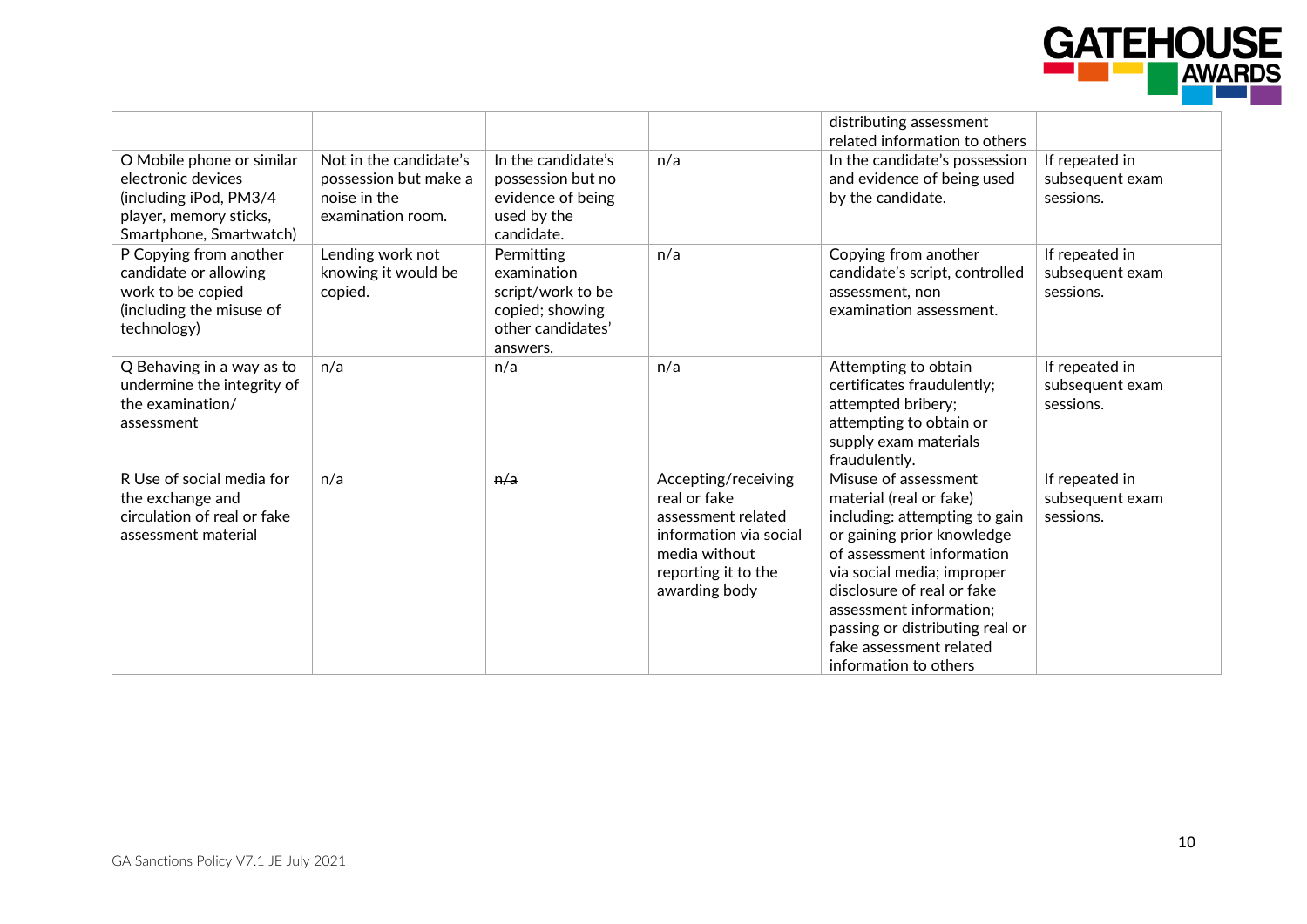| | | | | | |
|---|---|---|---|---|---|
| | | | | distributing assessment related information to others | |
| O Mobile phone or similar electronic devices (including iPod, PM3/4 player, memory sticks, Smartphone, Smartwatch) | Not in the candidate's possession but make a noise in the examination room. | In the candidate's possession but no evidence of being used by the candidate. | n/a | In the candidate's possession and evidence of being used by the candidate. | If repeated in subsequent exam sessions. |
| P Copying from another candidate or allowing work to be copied (including the misuse of technology) | Lending work not knowing it would be copied. | Permitting examination script/work to be copied; showing other candidates' answers. | n/a | Copying from another candidate's script, controlled assessment, non examination assessment. | If repeated in subsequent exam sessions. |
| Q Behaving in a way as to undermine the integrity of the examination/ assessment | n/a | n/a | n/a | Attempting to obtain certificates fraudulently; attempted bribery; attempting to obtain or supply exam materials fraudulently. | If repeated in subsequent exam sessions. |
| R Use of social media for the exchange and circulation of real or fake assessment material | n/a | ~~n/a~~ | Accepting/receiving real or fake assessment related information via social media without reporting it to the awarding body | Misuse of assessment material (real or fake) including: attempting to gain or gaining prior knowledge of assessment information via social media; improper disclosure of real or fake assessment information; passing or distributing real or fake assessment related information to others | If repeated in subsequent exam sessions. |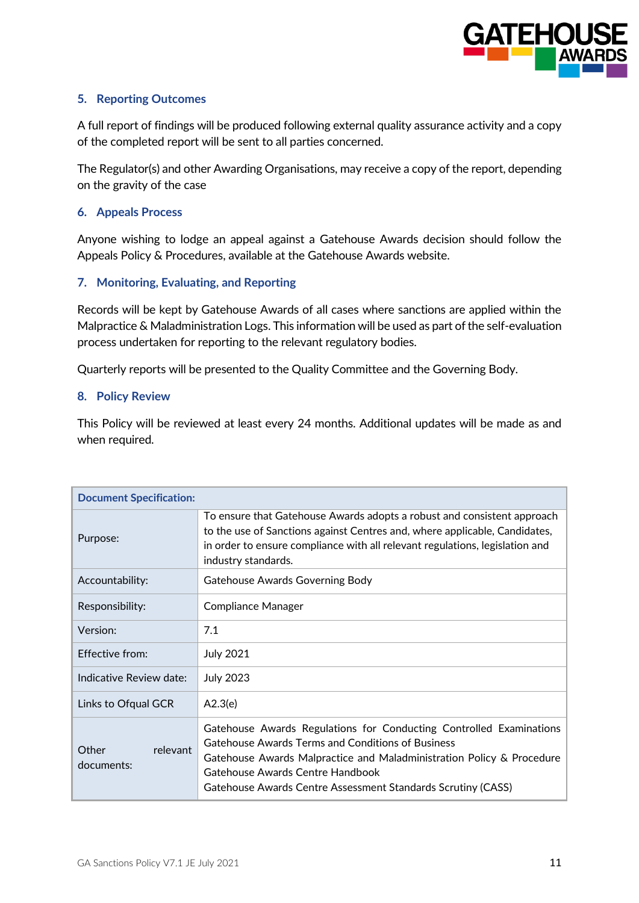## 5. Reporting Outcomes

A full report of findings will be produced following external quality assurance activity and a copy of the completed report will be sent to all parties concerned.

The Regulator(s) and other Awarding Organisations, may receive a copy of the report, depending on the gravity of the case

## 6. Appeals Process

Anyone wishing to lodge an appeal against a Gatehouse Awards decision should follow the Appeals Policy & Procedures, available at the Gatehouse Awards website.

## 7. Monitoring, Evaluating, and Reporting

Records will be kept by Gatehouse Awards of all cases where sanctions are applied within the Malpractice & Maladministration Logs. This information will be used as part of the self-evaluation process undertaken for reporting to the relevant regulatory bodies.

Quarterly reports will be presented to the Quality Committee and the Governing Body.

## 8. Policy Review

This Policy will be reviewed at least every 24 months. Additional updates will be made as and when required.

| Document Specification: | |
|---|---|
| Purpose: | To ensure that Gatehouse Awards adopts a robust and consistent approach to the use of Sanctions against Centres and, where applicable, Candidates, in order to ensure compliance with all relevant regulations, legislation and industry standards. |
| Accountability: | Gatehouse Awards Governing Body |
| Responsibility: | Compliance Manager |
| Version: | 7.1 |
| Effective from: | July 2021 |
| Indicative Review date: | July 2023 |
| Links to Ofqual GCR | A2.3(e) |
| Other relevant documents: | Gatehouse Awards Regulations for Conducting Controlled Examinations<br>Gatehouse Awards Terms and Conditions of Business<br>Gatehouse Awards Malpractice and Maladministration Policy & Procedure<br>Gatehouse Awards Centre Handbook<br>Gatehouse Awards Centre Assessment Standards Scrutiny (CASS) |